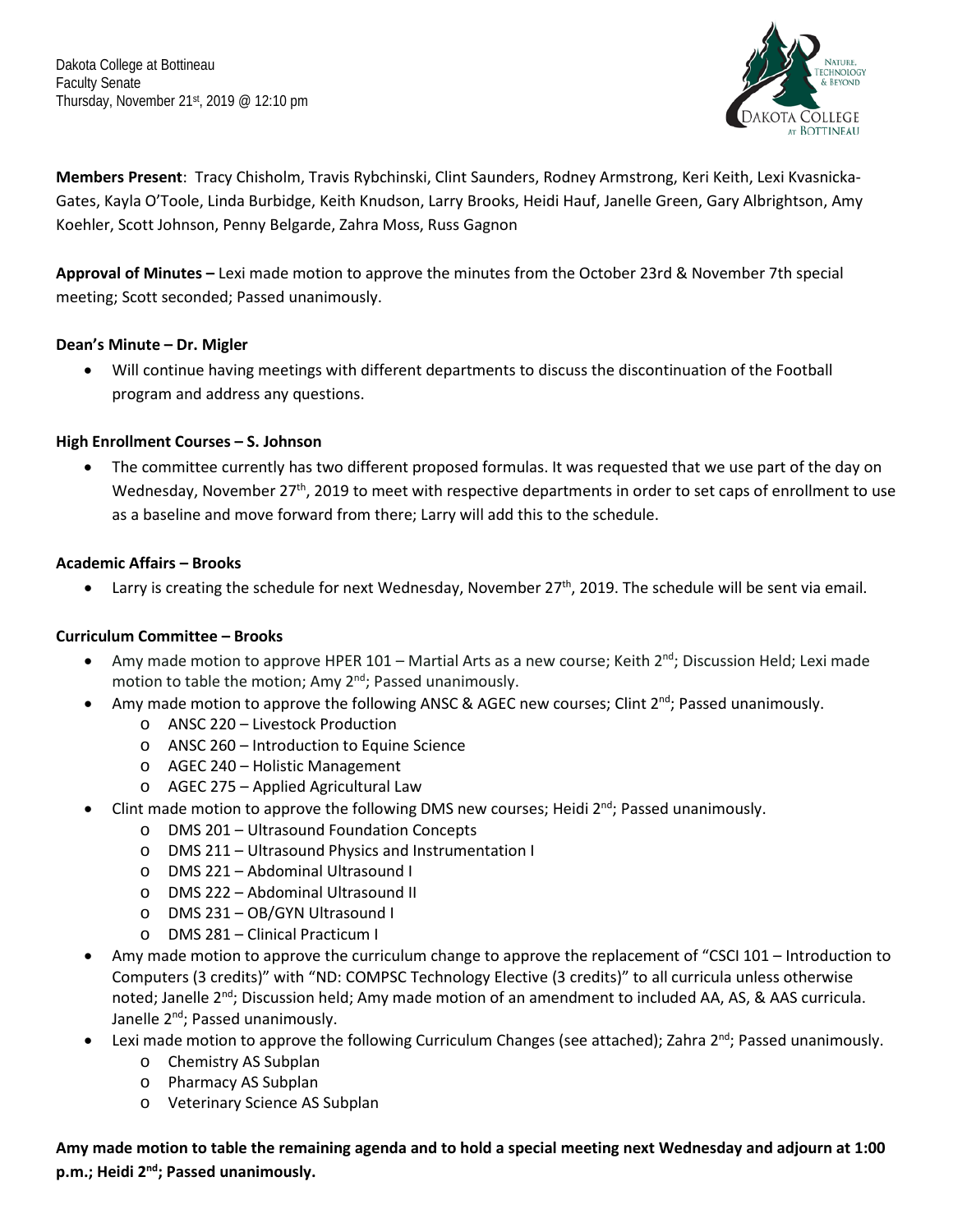Dakota College at Bottineau
Faculty Senate
Thursday, November 21st, 2019 @ 12:10 pm

**Members Present**: Tracy Chisholm, Travis Rybchinski, Clint Saunders, Rodney Armstrong, Keri Keith, Lexi Kvasnicka-Gates, Kayla O'Toole, Linda Burbidge, Keith Knudson, Larry Brooks, Heidi Hauf, Janelle Green, Gary Albrightson, Amy Koehler, Scott Johnson, Penny Belgarde, Zahra Moss, Russ Gagnon

**Approval of Minutes –** Lexi made motion to approve the minutes from the October 23rd & November 7th special meeting; Scott seconded; Passed unanimously.

**Dean's Minute – Dr. Migler**

- Will continue having meetings with different departments to discuss the discontinuation of the Football program and address any questions.

**High Enrollment Courses – S. Johnson**

- The committee currently has two different proposed formulas. It was requested that we use part of the day on Wednesday, November 27th, 2019 to meet with respective departments in order to set caps of enrollment to use as a baseline and move forward from there; Larry will add this to the schedule.

**Academic Affairs – Brooks**

- Larry is creating the schedule for next Wednesday, November 27th, 2019. The schedule will be sent via email.

**Curriculum Committee – Brooks**

- Amy made motion to approve HPER 101 – Martial Arts as a new course; Keith 2nd; Discussion Held; Lexi made motion to table the motion; Amy 2nd; Passed unanimously.
- Amy made motion to approve the following ANSC & AGEC new courses; Clint 2nd; Passed unanimously.
  - ANSC 220 – Livestock Production
  - ANSC 260 – Introduction to Equine Science
  - AGEC 240 – Holistic Management
  - AGEC 275 – Applied Agricultural Law
- Clint made motion to approve the following DMS new courses; Heidi 2nd; Passed unanimously.
  - DMS 201 – Ultrasound Foundation Concepts
  - DMS 211 – Ultrasound Physics and Instrumentation I
  - DMS 221 – Abdominal Ultrasound I
  - DMS 222 – Abdominal Ultrasound II
  - DMS 231 – OB/GYN Ultrasound I
  - DMS 281 – Clinical Practicum I
- Amy made motion to approve the curriculum change to approve the replacement of "CSCI 101 – Introduction to Computers (3 credits)" with "ND: COMPSC Technology Elective (3 credits)" to all curricula unless otherwise noted; Janelle 2nd; Discussion held; Amy made motion of an amendment to included AA, AS, & AAS curricula. Janelle 2nd; Passed unanimously.
- Lexi made motion to approve the following Curriculum Changes (see attached); Zahra 2nd; Passed unanimously.
  - Chemistry AS Subplan
  - Pharmacy AS Subplan
  - Veterinary Science AS Subplan

**Amy made motion to table the remaining agenda and to hold a special meeting next Wednesday and adjourn at 1:00 p.m.; Heidi 2nd; Passed unanimously.**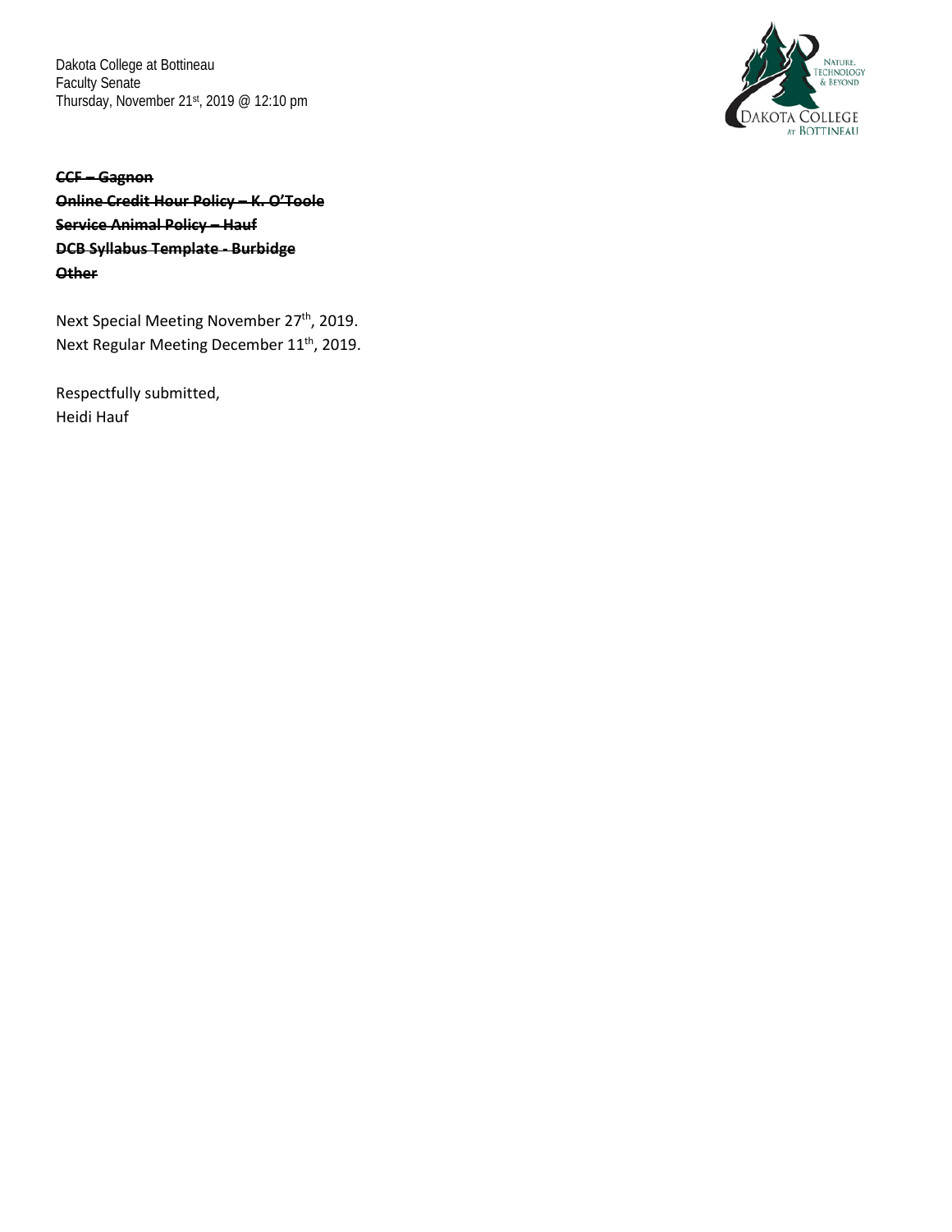**~~CCF – Gagnon~~**
**~~Online Credit Hour Policy – K. O'Toole~~**
**~~Service Animal Policy – Hauf~~**
**~~DCB Syllabus Template - Burbidge~~**
**~~Other~~**

Next Special Meeting November 27th, 2019.
Next Regular Meeting December 11th, 2019.

Respectfully submitted,
Heidi Hauf